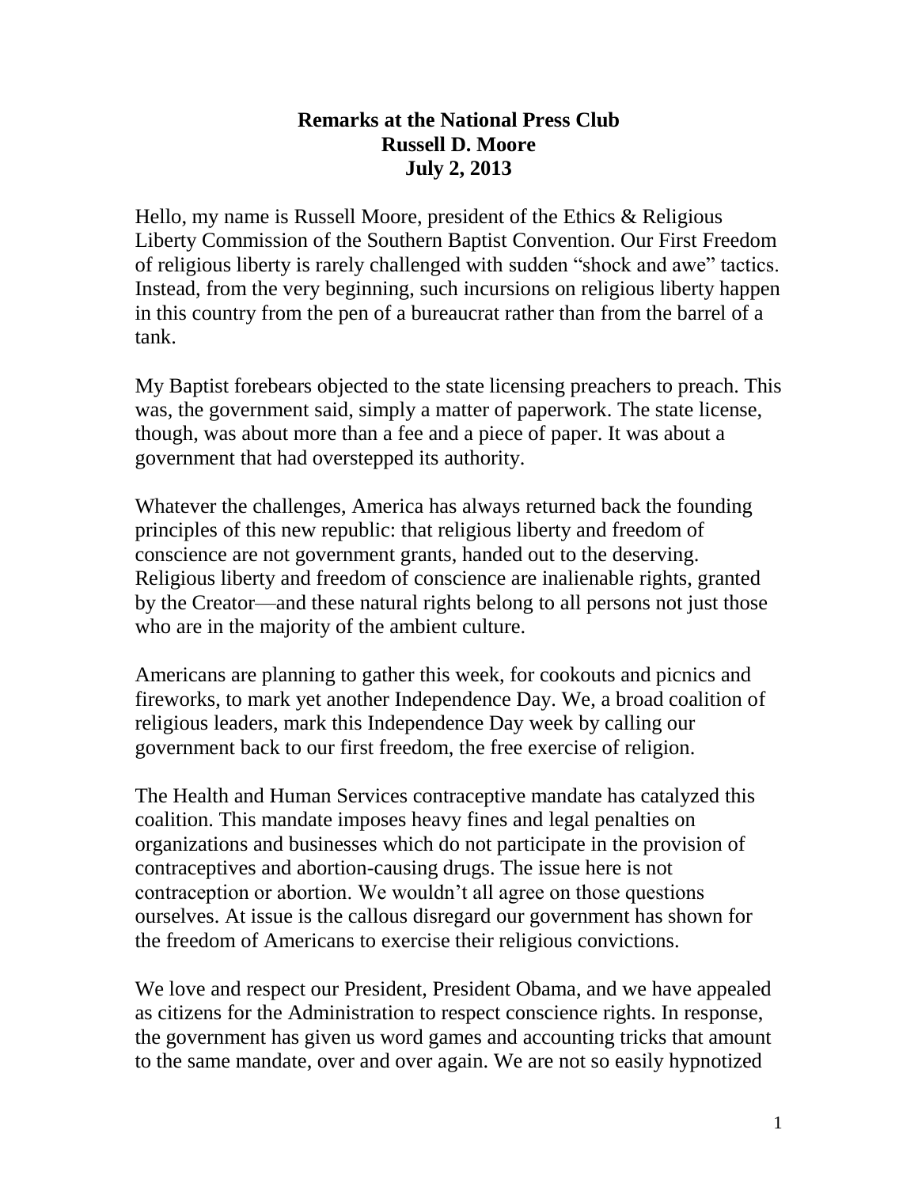# Remarks at the National Press Club
## Russell D. Moore
## July 2, 2013

Hello, my name is Russell Moore, president of the Ethics & Religious Liberty Commission of the Southern Baptist Convention. Our First Freedom of religious liberty is rarely challenged with sudden "shock and awe" tactics. Instead, from the very beginning, such incursions on religious liberty happen in this country from the pen of a bureaucrat rather than from the barrel of a tank.

My Baptist forebears objected to the state licensing preachers to preach. This was, the government said, simply a matter of paperwork. The state license, though, was about more than a fee and a piece of paper. It was about a government that had overstepped its authority.

Whatever the challenges, America has always returned back the founding principles of this new republic: that religious liberty and freedom of conscience are not government grants, handed out to the deserving. Religious liberty and freedom of conscience are inalienable rights, granted by the Creator—and these natural rights belong to all persons not just those who are in the majority of the ambient culture.

Americans are planning to gather this week, for cookouts and picnics and fireworks, to mark yet another Independence Day. We, a broad coalition of religious leaders, mark this Independence Day week by calling our government back to our first freedom, the free exercise of religion.

The Health and Human Services contraceptive mandate has catalyzed this coalition. This mandate imposes heavy fines and legal penalties on organizations and businesses which do not participate in the provision of contraceptives and abortion-causing drugs. The issue here is not contraception or abortion. We wouldn't all agree on those questions ourselves. At issue is the callous disregard our government has shown for the freedom of Americans to exercise their religious convictions.

We love and respect our President, President Obama, and we have appealed as citizens for the Administration to respect conscience rights. In response, the government has given us word games and accounting tricks that amount to the same mandate, over and over again. We are not so easily hypnotized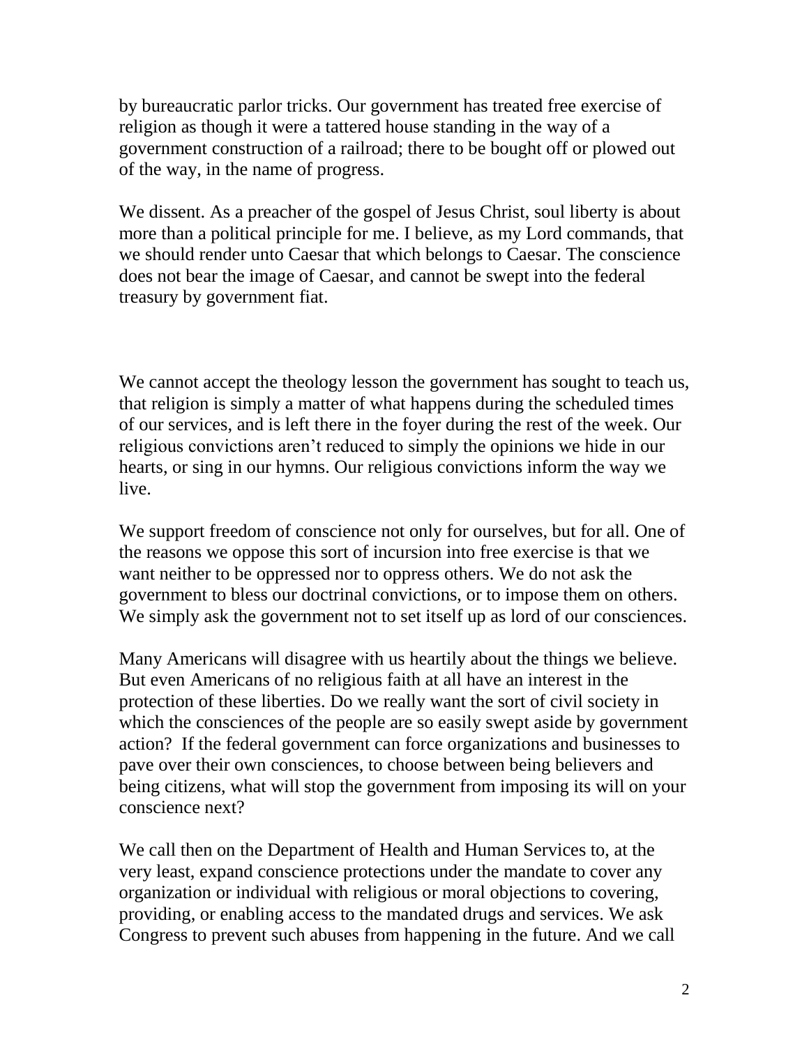by bureaucratic parlor tricks. Our government has treated free exercise of religion as though it were a tattered house standing in the way of a government construction of a railroad; there to be bought off or plowed out of the way, in the name of progress.

We dissent. As a preacher of the gospel of Jesus Christ, soul liberty is about more than a political principle for me. I believe, as my Lord commands, that we should render unto Caesar that which belongs to Caesar. The conscience does not bear the image of Caesar, and cannot be swept into the federal treasury by government fiat.

We cannot accept the theology lesson the government has sought to teach us, that religion is simply a matter of what happens during the scheduled times of our services, and is left there in the foyer during the rest of the week. Our religious convictions aren't reduced to simply the opinions we hide in our hearts, or sing in our hymns. Our religious convictions inform the way we live.

We support freedom of conscience not only for ourselves, but for all. One of the reasons we oppose this sort of incursion into free exercise is that we want neither to be oppressed nor to oppress others. We do not ask the government to bless our doctrinal convictions, or to impose them on others. We simply ask the government not to set itself up as lord of our consciences.

Many Americans will disagree with us heartily about the things we believe. But even Americans of no religious faith at all have an interest in the protection of these liberties. Do we really want the sort of civil society in which the consciences of the people are so easily swept aside by government action? If the federal government can force organizations and businesses to pave over their own consciences, to choose between being believers and being citizens, what will stop the government from imposing its will on your conscience next?

We call then on the Department of Health and Human Services to, at the very least, expand conscience protections under the mandate to cover any organization or individual with religious or moral objections to covering, providing, or enabling access to the mandated drugs and services. We ask Congress to prevent such abuses from happening in the future. And we call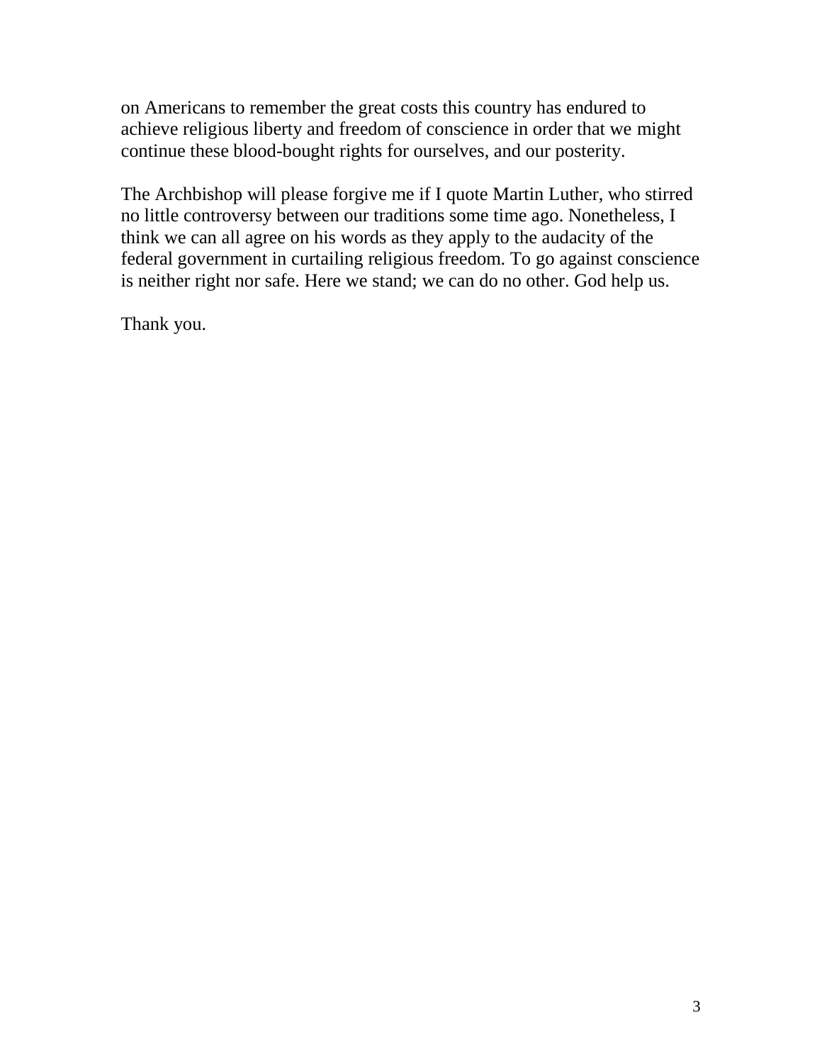on Americans to remember the great costs this country has endured to achieve religious liberty and freedom of conscience in order that we might continue these blood-bought rights for ourselves, and our posterity.

The Archbishop will please forgive me if I quote Martin Luther, who stirred no little controversy between our traditions some time ago. Nonetheless, I think we can all agree on his words as they apply to the audacity of the federal government in curtailing religious freedom. To go against conscience is neither right nor safe. Here we stand; we can do no other. God help us.

Thank you.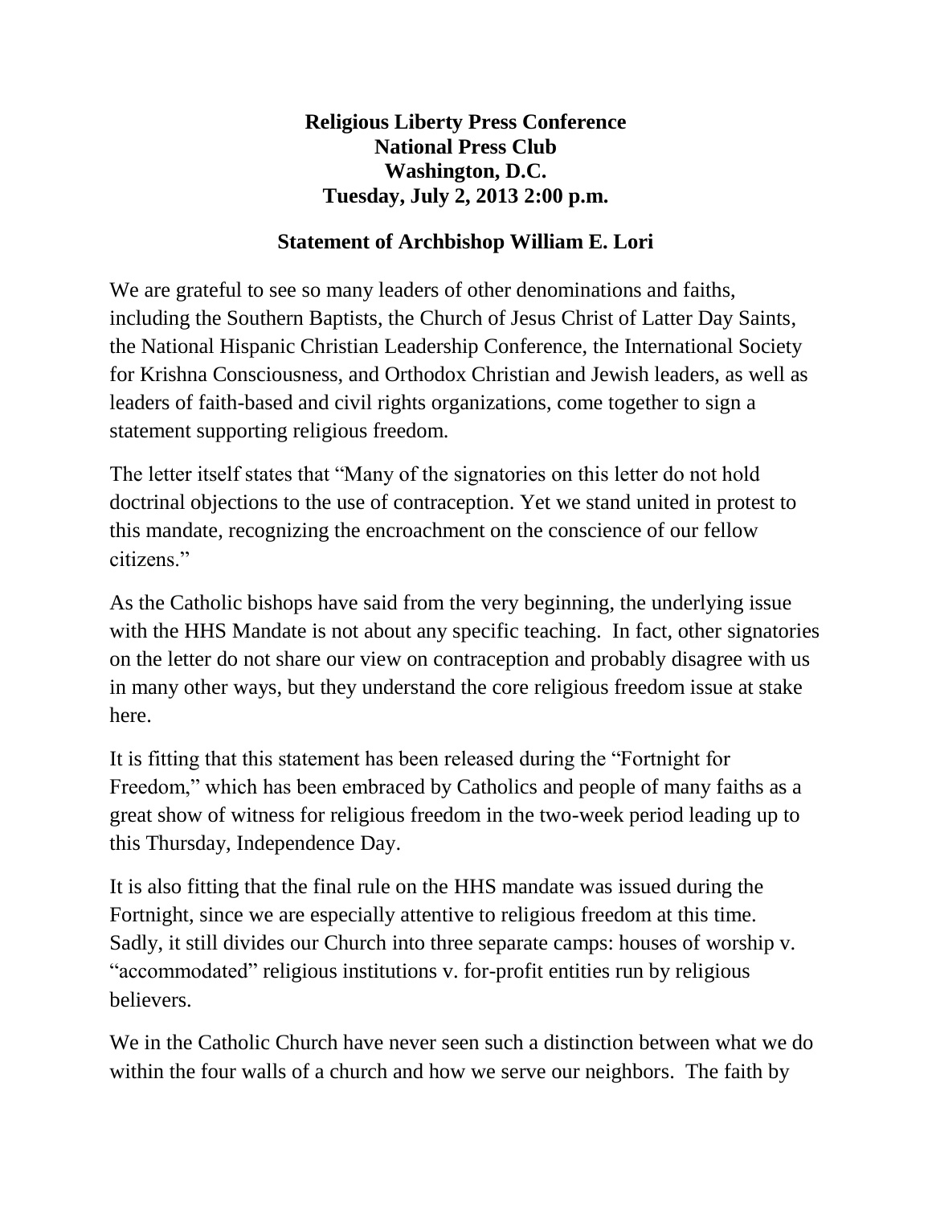**Religious Liberty Press Conference**
**National Press Club**
**Washington, D.C.**
**Tuesday, July 2, 2013 2:00 p.m.**

**Statement of Archbishop William E. Lori**

We are grateful to see so many leaders of other denominations and faiths, including the Southern Baptists, the Church of Jesus Christ of Latter Day Saints, the National Hispanic Christian Leadership Conference, the International Society for Krishna Consciousness, and Orthodox Christian and Jewish leaders, as well as leaders of faith-based and civil rights organizations, come together to sign a statement supporting religious freedom.

The letter itself states that "Many of the signatories on this letter do not hold doctrinal objections to the use of contraception. Yet we stand united in protest to this mandate, recognizing the encroachment on the conscience of our fellow citizens."

As the Catholic bishops have said from the very beginning, the underlying issue with the HHS Mandate is not about any specific teaching. In fact, other signatories on the letter do not share our view on contraception and probably disagree with us in many other ways, but they understand the core religious freedom issue at stake here.

It is fitting that this statement has been released during the "Fortnight for Freedom," which has been embraced by Catholics and people of many faiths as a great show of witness for religious freedom in the two-week period leading up to this Thursday, Independence Day.

It is also fitting that the final rule on the HHS mandate was issued during the Fortnight, since we are especially attentive to religious freedom at this time. Sadly, it still divides our Church into three separate camps: houses of worship v. "accommodated" religious institutions v. for-profit entities run by religious believers.

We in the Catholic Church have never seen such a distinction between what we do within the four walls of a church and how we serve our neighbors. The faith by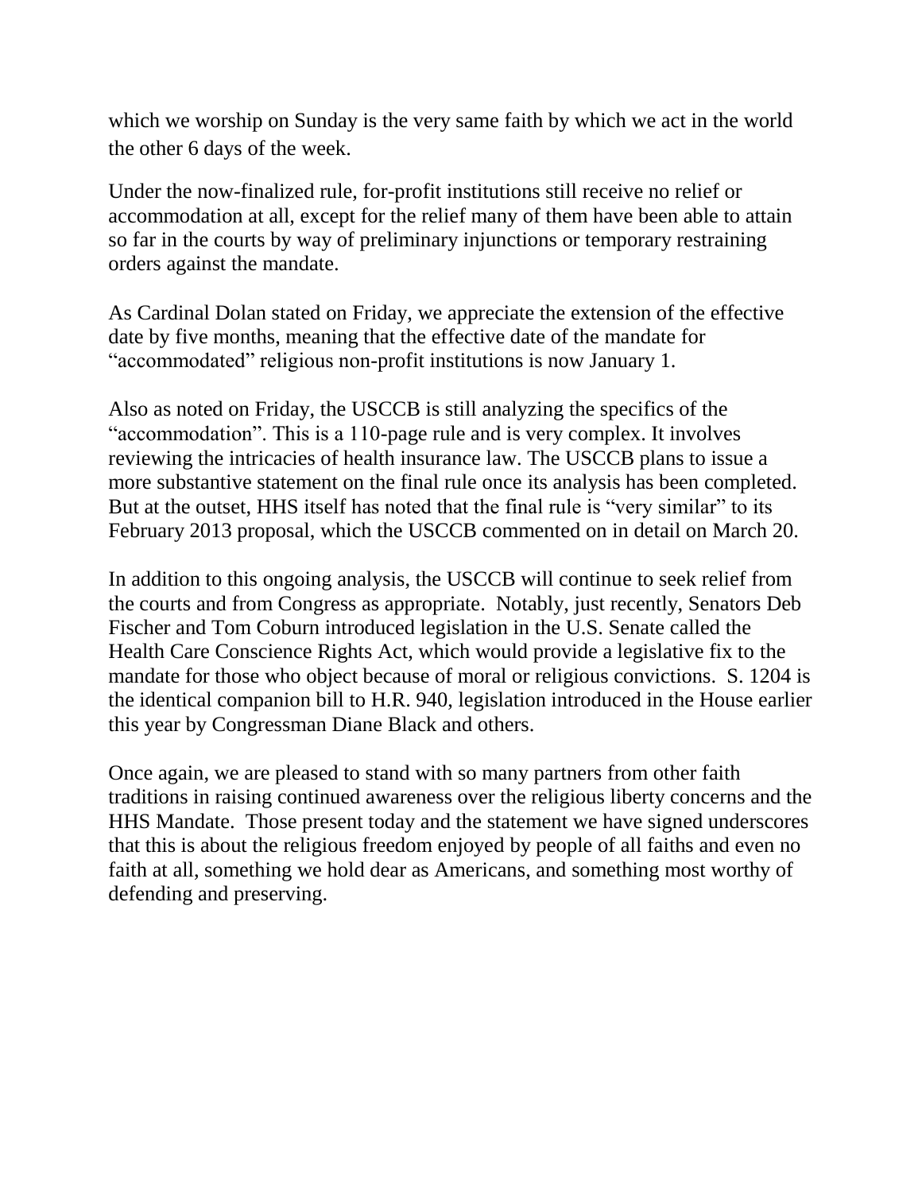which we worship on Sunday is the very same faith by which we act in the world the other 6 days of the week.

Under the now-finalized rule, for-profit institutions still receive no relief or accommodation at all, except for the relief many of them have been able to attain so far in the courts by way of preliminary injunctions or temporary restraining orders against the mandate.

As Cardinal Dolan stated on Friday, we appreciate the extension of the effective date by five months, meaning that the effective date of the mandate for "accommodated" religious non-profit institutions is now January 1.

Also as noted on Friday, the USCCB is still analyzing the specifics of the "accommodation". This is a 110-page rule and is very complex. It involves reviewing the intricacies of health insurance law. The USCCB plans to issue a more substantive statement on the final rule once its analysis has been completed. But at the outset, HHS itself has noted that the final rule is "very similar" to its February 2013 proposal, which the USCCB commented on in detail on March 20.

In addition to this ongoing analysis, the USCCB will continue to seek relief from the courts and from Congress as appropriate. Notably, just recently, Senators Deb Fischer and Tom Coburn introduced legislation in the U.S. Senate called the Health Care Conscience Rights Act, which would provide a legislative fix to the mandate for those who object because of moral or religious convictions. S. 1204 is the identical companion bill to H.R. 940, legislation introduced in the House earlier this year by Congressman Diane Black and others.

Once again, we are pleased to stand with so many partners from other faith traditions in raising continued awareness over the religious liberty concerns and the HHS Mandate. Those present today and the statement we have signed underscores that this is about the religious freedom enjoyed by people of all faiths and even no faith at all, something we hold dear as Americans, and something most worthy of defending and preserving.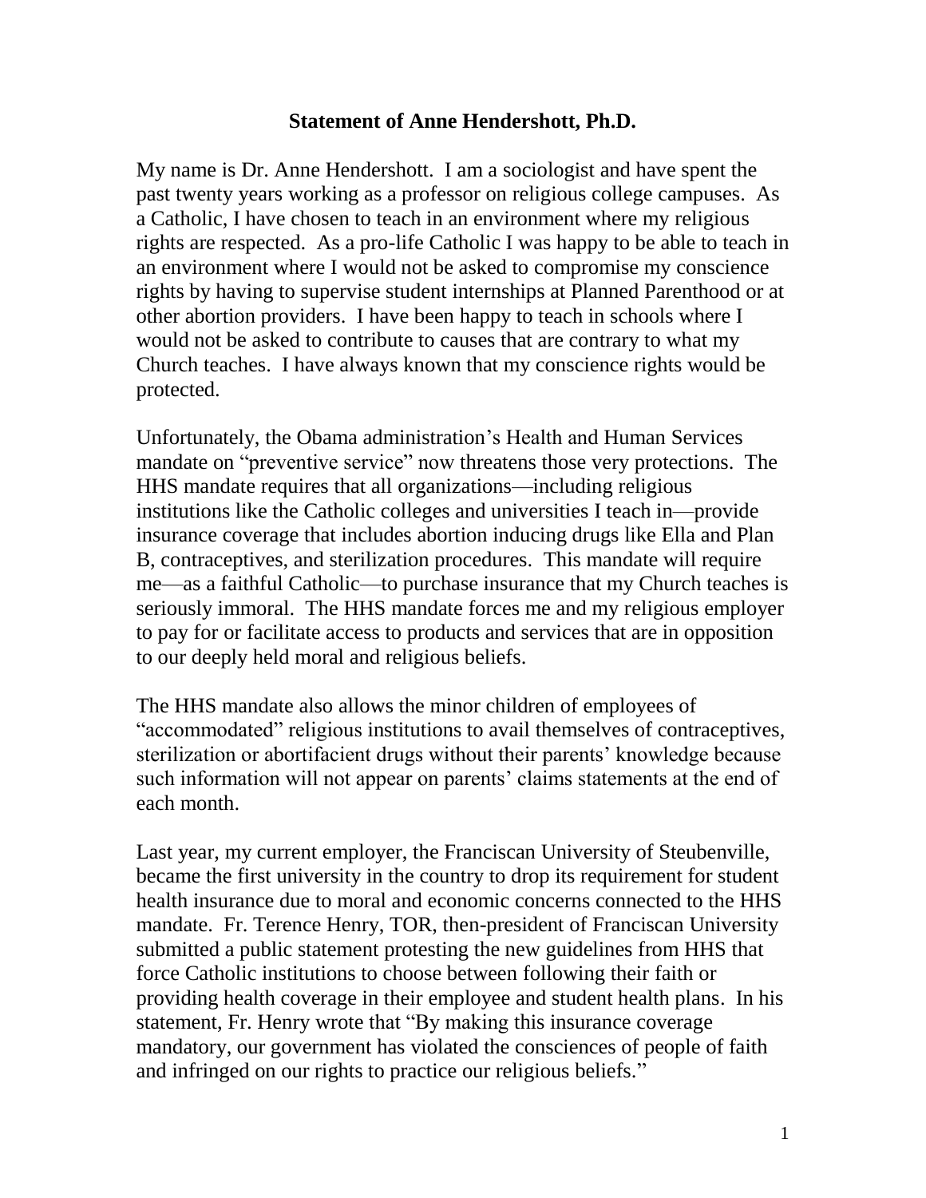**Statement of Anne Hendershott, Ph.D.**

My name is Dr. Anne Hendershott. I am a sociologist and have spent the past twenty years working as a professor on religious college campuses. As a Catholic, I have chosen to teach in an environment where my religious rights are respected. As a pro-life Catholic I was happy to be able to teach in an environment where I would not be asked to compromise my conscience rights by having to supervise student internships at Planned Parenthood or at other abortion providers. I have been happy to teach in schools where I would not be asked to contribute to causes that are contrary to what my Church teaches. I have always known that my conscience rights would be protected.

Unfortunately, the Obama administration's Health and Human Services mandate on "preventive service" now threatens those very protections. The HHS mandate requires that all organizations—including religious institutions like the Catholic colleges and universities I teach in—provide insurance coverage that includes abortion inducing drugs like Ella and Plan B, contraceptives, and sterilization procedures. This mandate will require me—as a faithful Catholic—to purchase insurance that my Church teaches is seriously immoral. The HHS mandate forces me and my religious employer to pay for or facilitate access to products and services that are in opposition to our deeply held moral and religious beliefs.

The HHS mandate also allows the minor children of employees of "accommodated" religious institutions to avail themselves of contraceptives, sterilization or abortifacient drugs without their parents' knowledge because such information will not appear on parents' claims statements at the end of each month.

Last year, my current employer, the Franciscan University of Steubenville, became the first university in the country to drop its requirement for student health insurance due to moral and economic concerns connected to the HHS mandate. Fr. Terence Henry, TOR, then-president of Franciscan University submitted a public statement protesting the new guidelines from HHS that force Catholic institutions to choose between following their faith or providing health coverage in their employee and student health plans. In his statement, Fr. Henry wrote that "By making this insurance coverage mandatory, our government has violated the consciences of people of faith and infringed on our rights to practice our religious beliefs."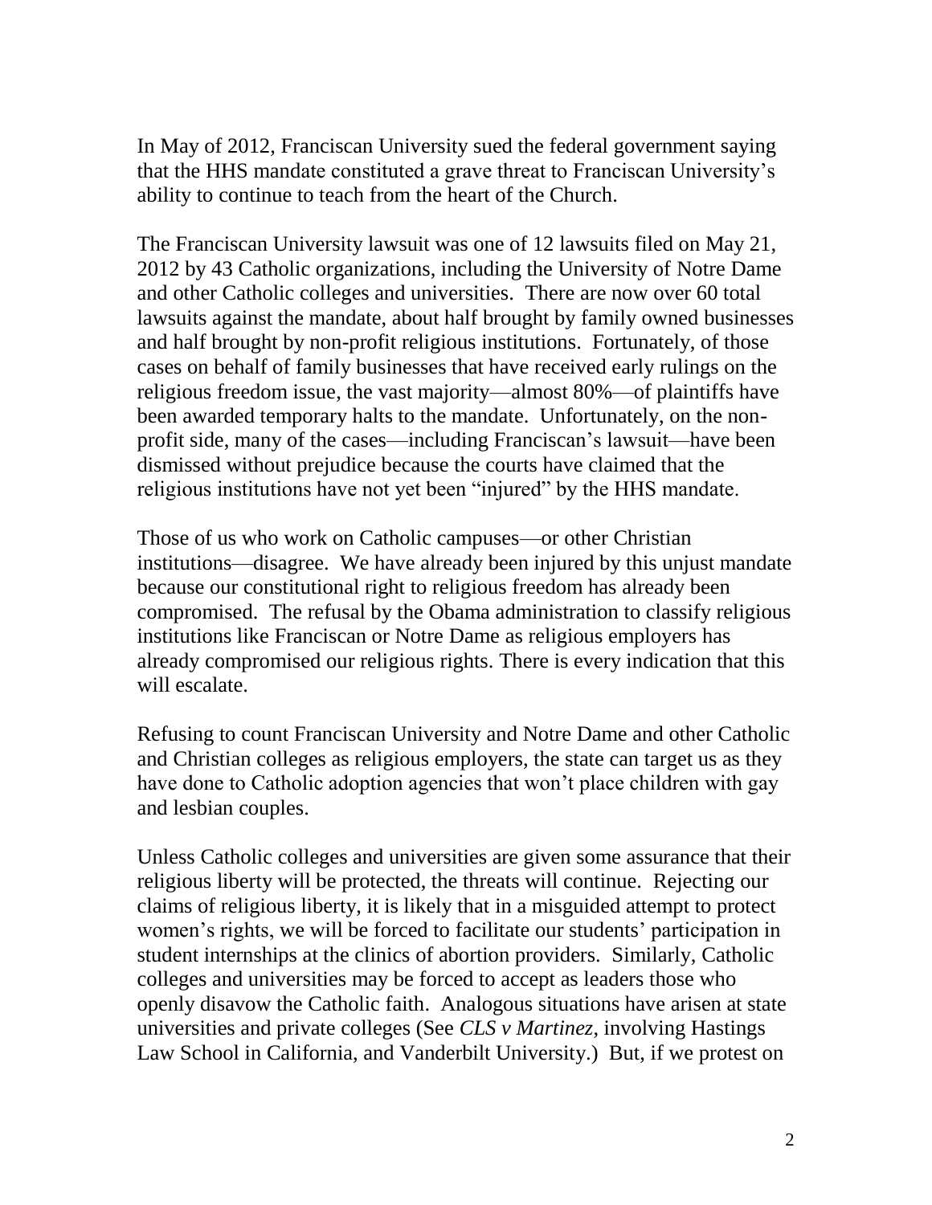In May of 2012, Franciscan University sued the federal government saying that the HHS mandate constituted a grave threat to Franciscan University's ability to continue to teach from the heart of the Church.

The Franciscan University lawsuit was one of 12 lawsuits filed on May 21, 2012 by 43 Catholic organizations, including the University of Notre Dame and other Catholic colleges and universities. There are now over 60 total lawsuits against the mandate, about half brought by family owned businesses and half brought by non-profit religious institutions. Fortunately, of those cases on behalf of family businesses that have received early rulings on the religious freedom issue, the vast majority—almost 80%—of plaintiffs have been awarded temporary halts to the mandate. Unfortunately, on the non-profit side, many of the cases—including Franciscan's lawsuit—have been dismissed without prejudice because the courts have claimed that the religious institutions have not yet been "injured" by the HHS mandate.

Those of us who work on Catholic campuses—or other Christian institutions—disagree. We have already been injured by this unjust mandate because our constitutional right to religious freedom has already been compromised. The refusal by the Obama administration to classify religious institutions like Franciscan or Notre Dame as religious employers has already compromised our religious rights. There is every indication that this will escalate.

Refusing to count Franciscan University and Notre Dame and other Catholic and Christian colleges as religious employers, the state can target us as they have done to Catholic adoption agencies that won't place children with gay and lesbian couples.

Unless Catholic colleges and universities are given some assurance that their religious liberty will be protected, the threats will continue. Rejecting our claims of religious liberty, it is likely that in a misguided attempt to protect women's rights, we will be forced to facilitate our students' participation in student internships at the clinics of abortion providers. Similarly, Catholic colleges and universities may be forced to accept as leaders those who openly disavow the Catholic faith. Analogous situations have arisen at state universities and private colleges (See *CLS v Martinez*, involving Hastings Law School in California, and Vanderbilt University.) But, if we protest on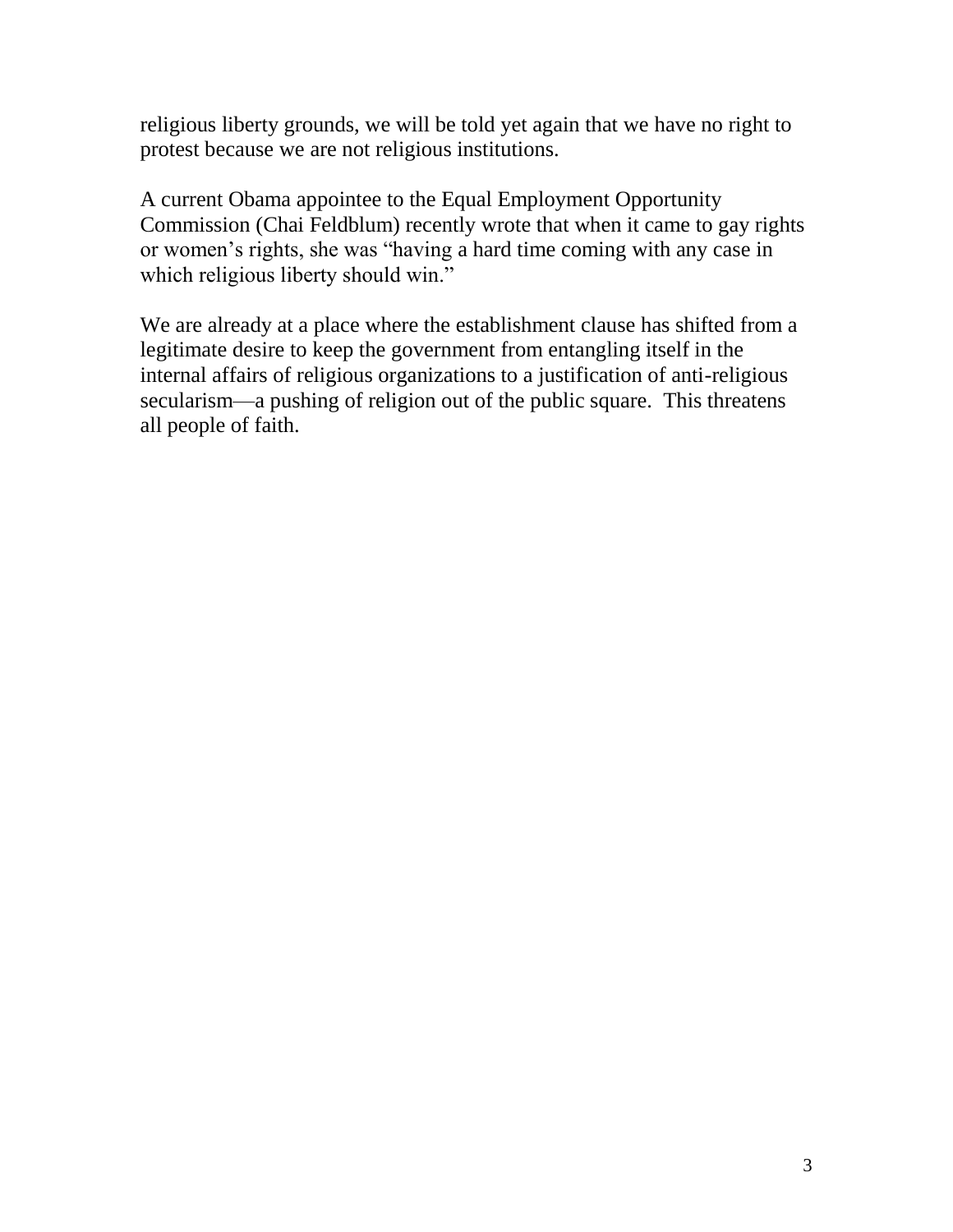religious liberty grounds, we will be told yet again that we have no right to protest because we are not religious institutions.

A current Obama appointee to the Equal Employment Opportunity Commission (Chai Feldblum) recently wrote that when it came to gay rights or women's rights, she was "having a hard time coming with any case in which religious liberty should win."

We are already at a place where the establishment clause has shifted from a legitimate desire to keep the government from entangling itself in the internal affairs of religious organizations to a justification of anti-religious secularism—a pushing of religion out of the public square. This threatens all people of faith.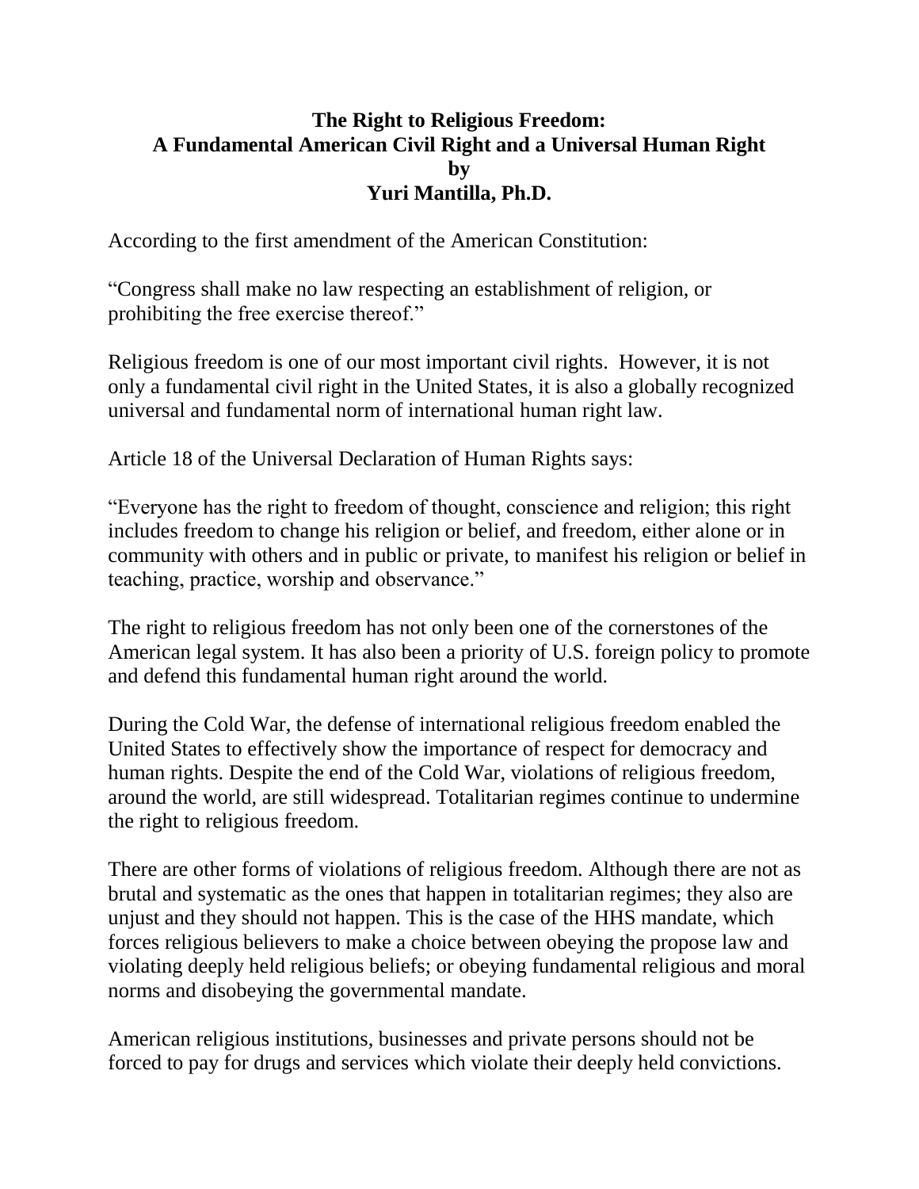**The Right to Religious Freedom:**
**A Fundamental American Civil Right and a Universal Human Right**
**by**
**Yuri Mantilla, Ph.D.**

According to the first amendment of the American Constitution:

"Congress shall make no law respecting an establishment of religion, or prohibiting the free exercise thereof."

Religious freedom is one of our most important civil rights. However, it is not only a fundamental civil right in the United States, it is also a globally recognized universal and fundamental norm of international human right law.

Article 18 of the Universal Declaration of Human Rights says:

"Everyone has the right to freedom of thought, conscience and religion; this right includes freedom to change his religion or belief, and freedom, either alone or in community with others and in public or private, to manifest his religion or belief in teaching, practice, worship and observance."

The right to religious freedom has not only been one of the cornerstones of the American legal system. It has also been a priority of U.S. foreign policy to promote and defend this fundamental human right around the world.

During the Cold War, the defense of international religious freedom enabled the United States to effectively show the importance of respect for democracy and human rights. Despite the end of the Cold War, violations of religious freedom, around the world, are still widespread. Totalitarian regimes continue to undermine the right to religious freedom.

There are other forms of violations of religious freedom. Although there are not as brutal and systematic as the ones that happen in totalitarian regimes; they also are unjust and they should not happen. This is the case of the HHS mandate, which forces religious believers to make a choice between obeying the propose law and violating deeply held religious beliefs; or obeying fundamental religious and moral norms and disobeying the governmental mandate.

American religious institutions, businesses and private persons should not be forced to pay for drugs and services which violate their deeply held convictions.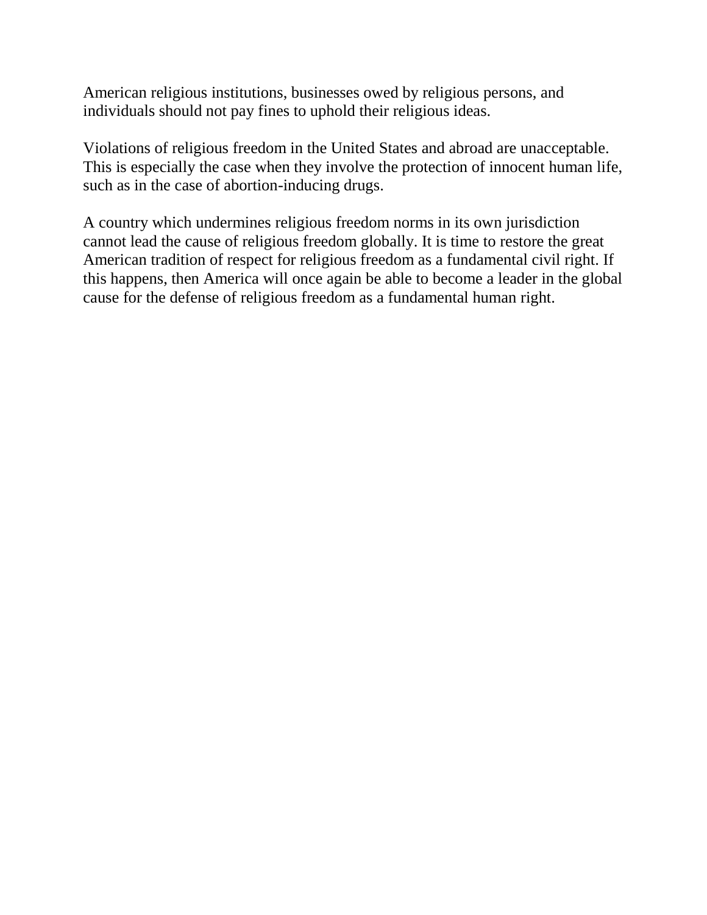American religious institutions, businesses owed by religious persons, and individuals should not pay fines to uphold their religious ideas.

Violations of religious freedom in the United States and abroad are unacceptable. This is especially the case when they involve the protection of innocent human life, such as in the case of abortion-inducing drugs.

A country which undermines religious freedom norms in its own jurisdiction cannot lead the cause of religious freedom globally. It is time to restore the great American tradition of respect for religious freedom as a fundamental civil right. If this happens, then America will once again be able to become a leader in the global cause for the defense of religious freedom as a fundamental human right.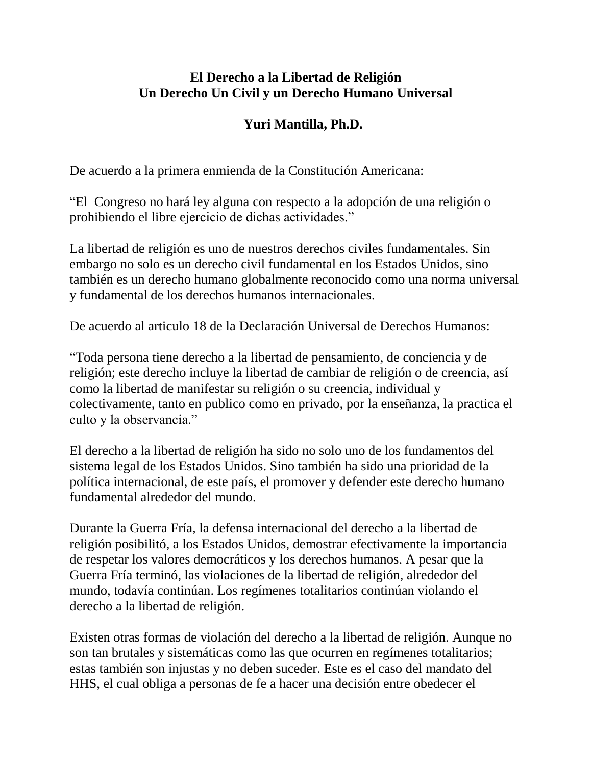**El Derecho a la Libertad de Religión**
**Un Derecho Un Civil y un Derecho Humano Universal**

**Yuri Mantilla, Ph.D.**

De acuerdo a la primera enmienda de la Constitución Americana:

"El Congreso no hará ley alguna con respecto a la adopción de una religión o prohibiendo el libre ejercicio de dichas actividades."

La libertad de religión es uno de nuestros derechos civiles fundamentales. Sin embargo no solo es un derecho civil fundamental en los Estados Unidos, sino también es un derecho humano globalmente reconocido como una norma universal y fundamental de los derechos humanos internacionales.

De acuerdo al articulo 18 de la Declaración Universal de Derechos Humanos:

"Toda persona tiene derecho a la libertad de pensamiento, de conciencia y de religión; este derecho incluye la libertad de cambiar de religión o de creencia, así como la libertad de manifestar su religión o su creencia, individual y colectivamente, tanto en publico como en privado, por la enseñanza, la practica el culto y la observancia."

El derecho a la libertad de religión ha sido no solo uno de los fundamentos del sistema legal de los Estados Unidos. Sino también ha sido una prioridad de la política internacional, de este país, el promover y defender este derecho humano fundamental alrededor del mundo.

Durante la Guerra Fría, la defensa internacional del derecho a la libertad de religión posibilitó, a los Estados Unidos, demostrar efectivamente la importancia de respetar los valores democráticos y los derechos humanos. A pesar que la Guerra Fría terminó, las violaciones de la libertad de religión, alrededor del mundo, todavía continúan. Los regímenes totalitarios continúan violando el derecho a la libertad de religión.

Existen otras formas de violación del derecho a la libertad de religión. Aunque no son tan brutales y sistemáticas como las que ocurren en regímenes totalitarios; estas también son injustas y no deben suceder. Este es el caso del mandato del HHS, el cual obliga a personas de fe a hacer una decisión entre obedecer el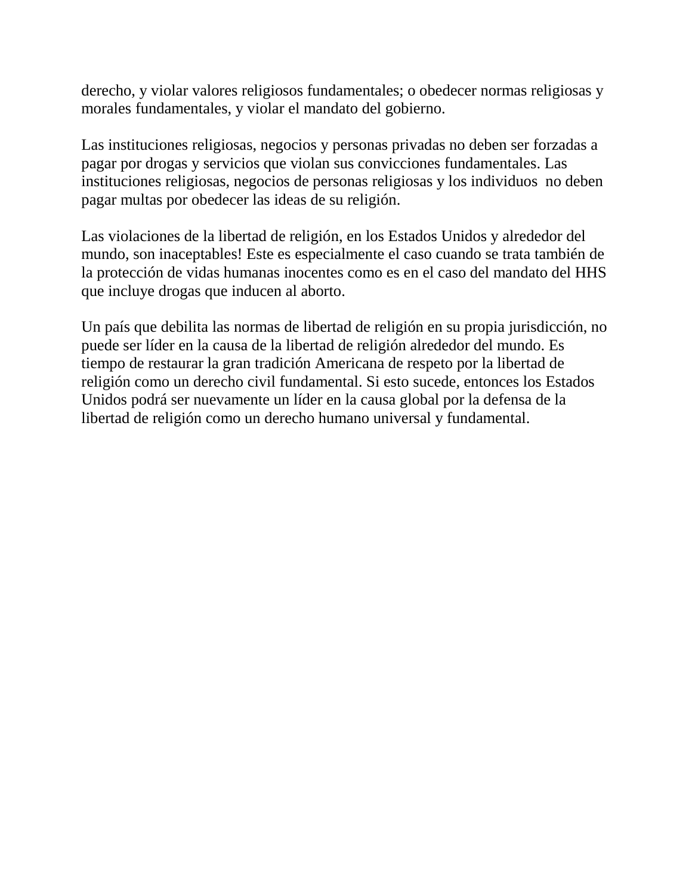derecho, y violar valores religiosos fundamentales; o obedecer normas religiosas y morales fundamentales, y violar el mandato del gobierno.

Las instituciones religiosas, negocios y personas privadas no deben ser forzadas a pagar por drogas y servicios que violan sus convicciones fundamentales. Las instituciones religiosas, negocios de personas religiosas y los individuos no deben pagar multas por obedecer las ideas de su religión.

Las violaciones de la libertad de religión, en los Estados Unidos y alrededor del mundo, son inaceptables! Este es especialmente el caso cuando se trata también de la protección de vidas humanas inocentes como es en el caso del mandato del HHS que incluye drogas que inducen al aborto.

Un país que debilita las normas de libertad de religión en su propia jurisdicción, no puede ser líder en la causa de la libertad de religión alrededor del mundo. Es tiempo de restaurar la gran tradición Americana de respeto por la libertad de religión como un derecho civil fundamental. Si esto sucede, entonces los Estados Unidos podrá ser nuevamente un líder en la causa global por la defensa de la libertad de religión como un derecho humano universal y fundamental.